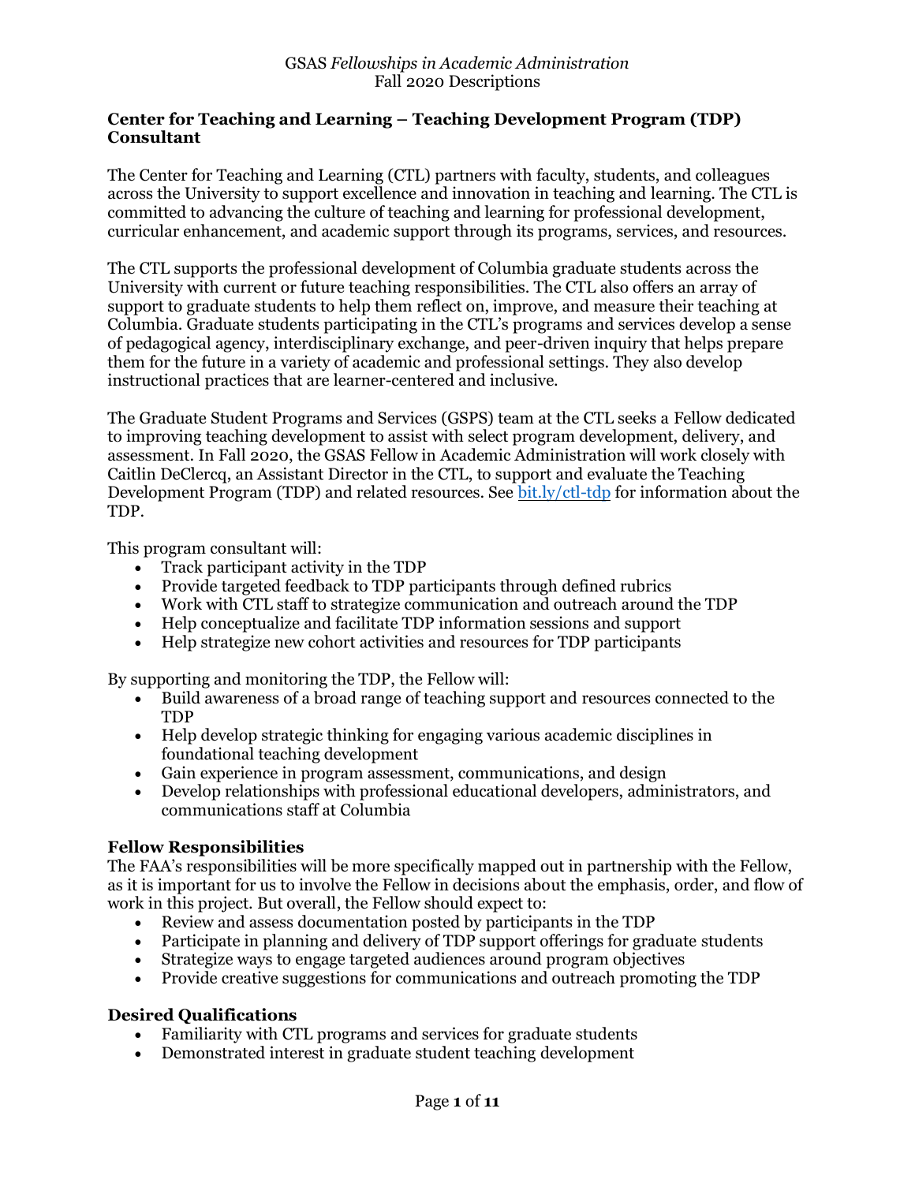GSAS *Fellowships in Academic Administration*
Fall 2020 Descriptions

## Center for Teaching and Learning – Teaching Development Program (TDP) Consultant

The Center for Teaching and Learning (CTL) partners with faculty, students, and colleagues across the University to support excellence and innovation in teaching and learning. The CTL is committed to advancing the culture of teaching and learning for professional development, curricular enhancement, and academic support through its programs, services, and resources.

The CTL supports the professional development of Columbia graduate students across the University with current or future teaching responsibilities. The CTL also offers an array of support to graduate students to help them reflect on, improve, and measure their teaching at Columbia. Graduate students participating in the CTL's programs and services develop a sense of pedagogical agency, interdisciplinary exchange, and peer-driven inquiry that helps prepare them for the future in a variety of academic and professional settings. They also develop instructional practices that are learner-centered and inclusive.

The Graduate Student Programs and Services (GSPS) team at the CTL seeks a Fellow dedicated to improving teaching development to assist with select program development, delivery, and assessment. In Fall 2020, the GSAS Fellow in Academic Administration will work closely with Caitlin DeClercq, an Assistant Director in the CTL, to support and evaluate the Teaching Development Program (TDP) and related resources. See bit.ly/ctl-tdp for information about the TDP.

This program consultant will:

- Track participant activity in the TDP
- Provide targeted feedback to TDP participants through defined rubrics
- Work with CTL staff to strategize communication and outreach around the TDP
- Help conceptualize and facilitate TDP information sessions and support
- Help strategize new cohort activities and resources for TDP participants

By supporting and monitoring the TDP, the Fellow will:

- Build awareness of a broad range of teaching support and resources connected to the TDP
- Help develop strategic thinking for engaging various academic disciplines in foundational teaching development
- Gain experience in program assessment, communications, and design
- Develop relationships with professional educational developers, administrators, and communications staff at Columbia

### Fellow Responsibilities

The FAA's responsibilities will be more specifically mapped out in partnership with the Fellow, as it is important for us to involve the Fellow in decisions about the emphasis, order, and flow of work in this project. But overall, the Fellow should expect to:

- Review and assess documentation posted by participants in the TDP
- Participate in planning and delivery of TDP support offerings for graduate students
- Strategize ways to engage targeted audiences around program objectives
- Provide creative suggestions for communications and outreach promoting the TDP

### Desired Qualifications

- Familiarity with CTL programs and services for graduate students
- Demonstrated interest in graduate student teaching development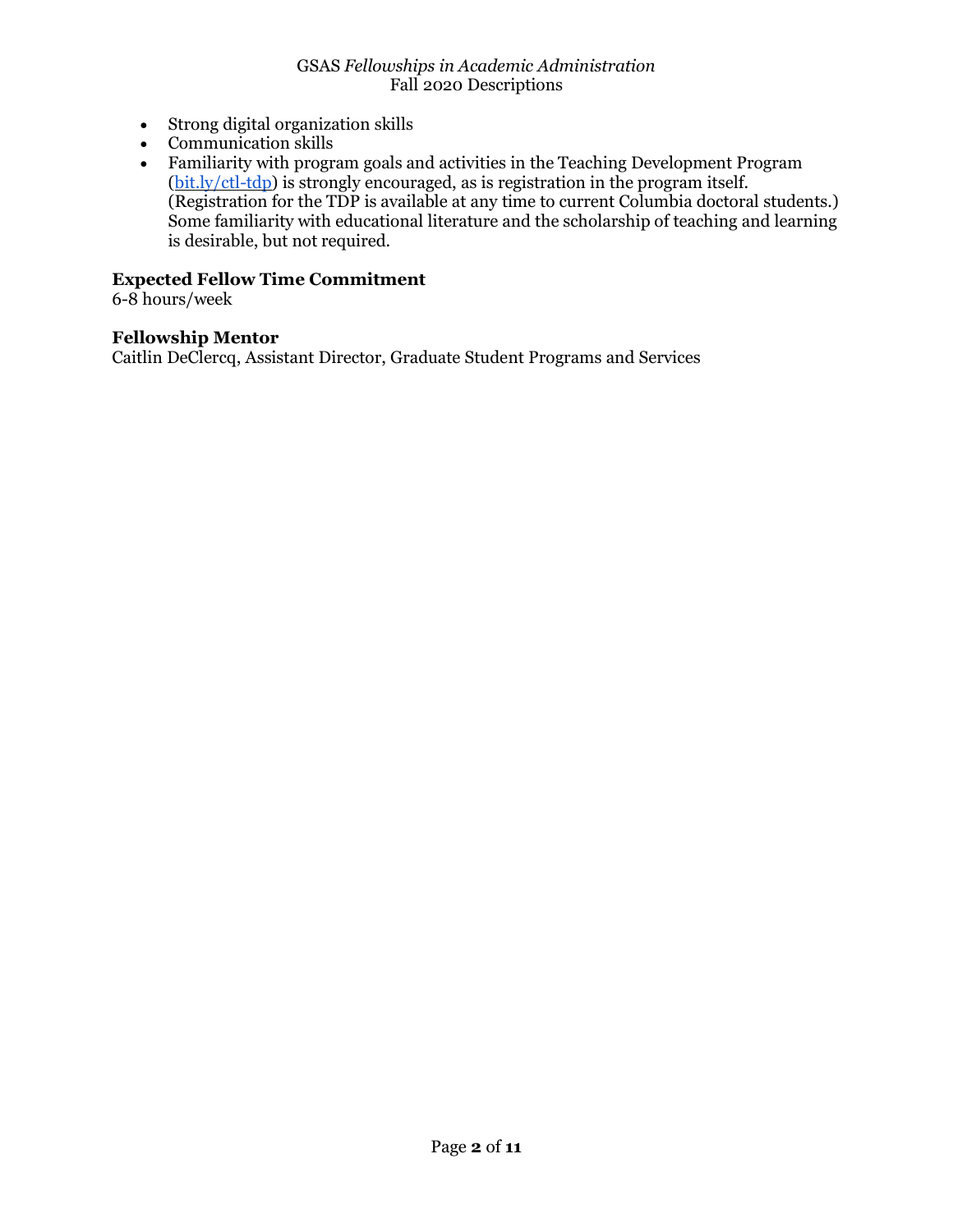- Strong digital organization skills
- Communication skills
- Familiarity with program goals and activities in the Teaching Development Program ([bit.ly/ctl-tdp](bit.ly/ctl-tdp)) is strongly encouraged, as is registration in the program itself. (Registration for the TDP is available at any time to current Columbia doctoral students.) Some familiarity with educational literature and the scholarship of teaching and learning is desirable, but not required.

**Expected Fellow Time Commitment**
6-8 hours/week

**Fellowship Mentor**
Caitlin DeClercq, Assistant Director, Graduate Student Programs and Services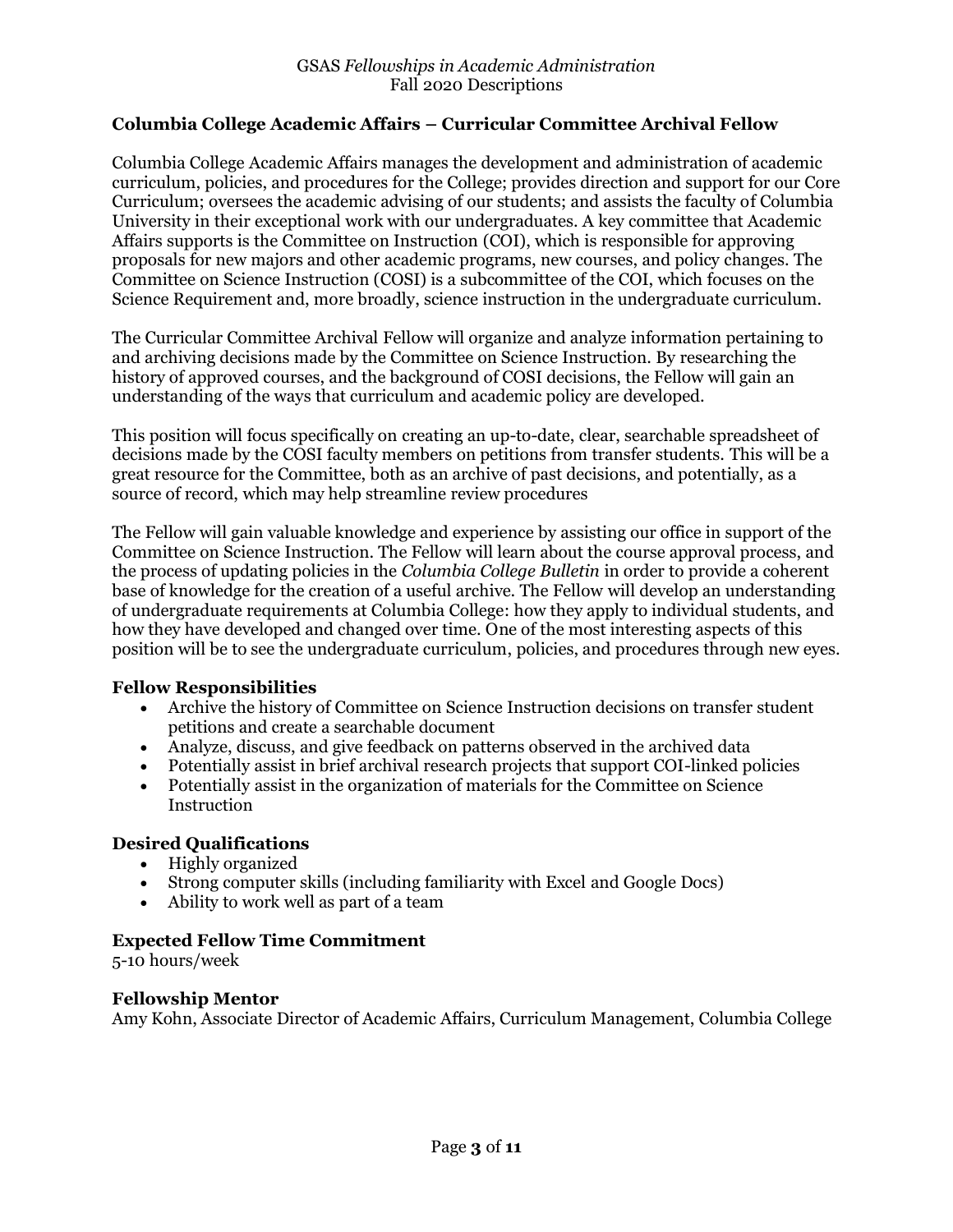## Columbia College Academic Affairs – Curricular Committee Archival Fellow

Columbia College Academic Affairs manages the development and administration of academic curriculum, policies, and procedures for the College; provides direction and support for our Core Curriculum; oversees the academic advising of our students; and assists the faculty of Columbia University in their exceptional work with our undergraduates. A key committee that Academic Affairs supports is the Committee on Instruction (COI), which is responsible for approving proposals for new majors and other academic programs, new courses, and policy changes. The Committee on Science Instruction (COSI) is a subcommittee of the COI, which focuses on the Science Requirement and, more broadly, science instruction in the undergraduate curriculum.

The Curricular Committee Archival Fellow will organize and analyze information pertaining to and archiving decisions made by the Committee on Science Instruction. By researching the history of approved courses, and the background of COSI decisions, the Fellow will gain an understanding of the ways that curriculum and academic policy are developed.

This position will focus specifically on creating an up-to-date, clear, searchable spreadsheet of decisions made by the COSI faculty members on petitions from transfer students. This will be a great resource for the Committee, both as an archive of past decisions, and potentially, as a source of record, which may help streamline review procedures

The Fellow will gain valuable knowledge and experience by assisting our office in support of the Committee on Science Instruction. The Fellow will learn about the course approval process, and the process of updating policies in the *Columbia College Bulletin* in order to provide a coherent base of knowledge for the creation of a useful archive. The Fellow will develop an understanding of undergraduate requirements at Columbia College: how they apply to individual students, and how they have developed and changed over time. One of the most interesting aspects of this position will be to see the undergraduate curriculum, policies, and procedures through new eyes.

### Fellow Responsibilities

- Archive the history of Committee on Science Instruction decisions on transfer student petitions and create a searchable document
- Analyze, discuss, and give feedback on patterns observed in the archived data
- Potentially assist in brief archival research projects that support COI-linked policies
- Potentially assist in the organization of materials for the Committee on Science Instruction

### Desired Qualifications

- Highly organized
- Strong computer skills (including familiarity with Excel and Google Docs)
- Ability to work well as part of a team

### Expected Fellow Time Commitment

5-10 hours/week

### Fellowship Mentor

Amy Kohn, Associate Director of Academic Affairs, Curriculum Management, Columbia College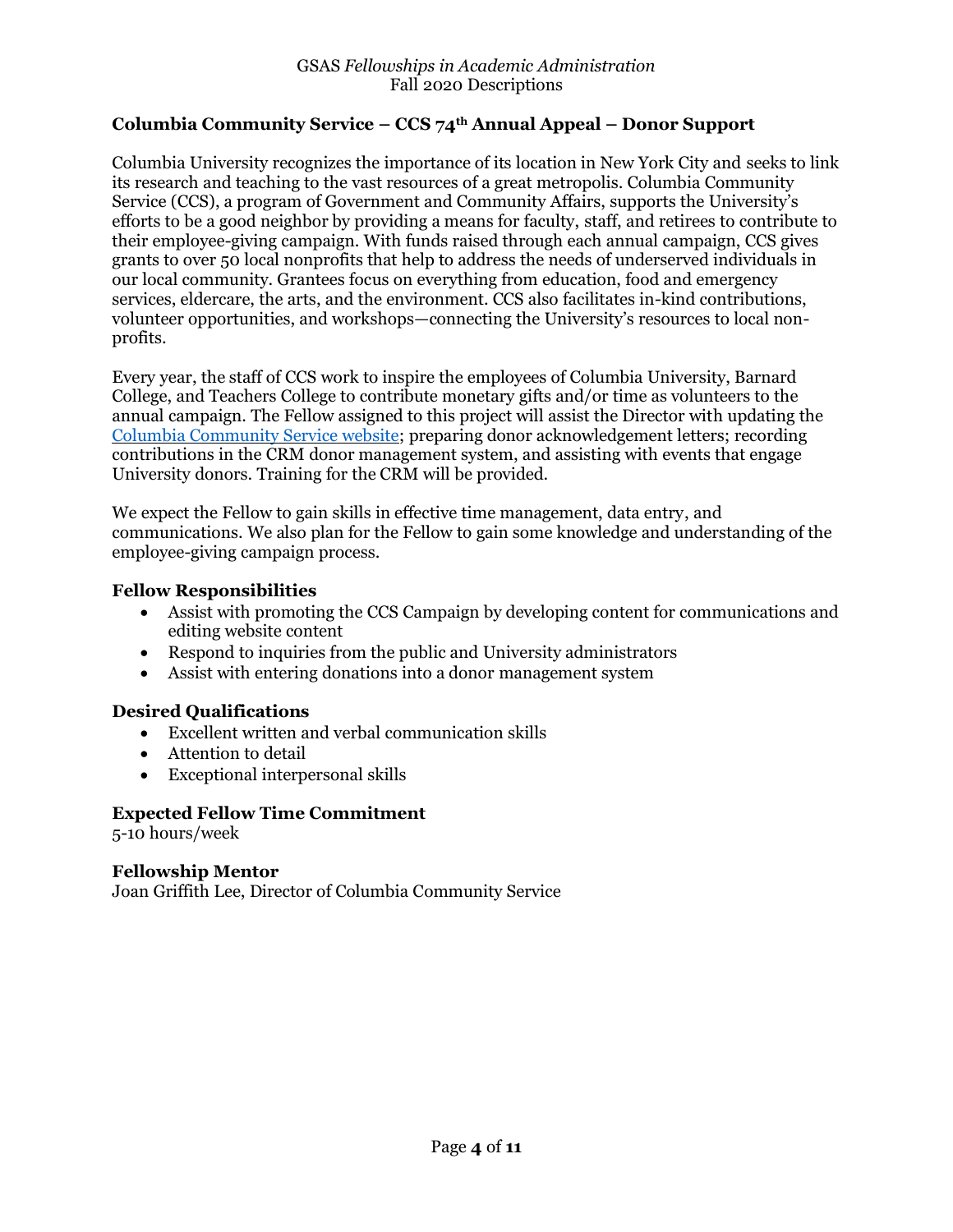## Columbia Community Service – CCS 74th Annual Appeal – Donor Support

Columbia University recognizes the importance of its location in New York City and seeks to link its research and teaching to the vast resources of a great metropolis. Columbia Community Service (CCS), a program of Government and Community Affairs, supports the University's efforts to be a good neighbor by providing a means for faculty, staff, and retirees to contribute to their employee-giving campaign. With funds raised through each annual campaign, CCS gives grants to over 50 local nonprofits that help to address the needs of underserved individuals in our local community. Grantees focus on everything from education, food and emergency services, eldercare, the arts, and the environment. CCS also facilitates in-kind contributions, volunteer opportunities, and workshops—connecting the University's resources to local non-profits.

Every year, the staff of CCS work to inspire the employees of Columbia University, Barnard College, and Teachers College to contribute monetary gifts and/or time as volunteers to the annual campaign. The Fellow assigned to this project will assist the Director with updating the Columbia Community Service website; preparing donor acknowledgement letters; recording contributions in the CRM donor management system, and assisting with events that engage University donors. Training for the CRM will be provided.

We expect the Fellow to gain skills in effective time management, data entry, and communications. We also plan for the Fellow to gain some knowledge and understanding of the employee-giving campaign process.

### Fellow Responsibilities

- Assist with promoting the CCS Campaign by developing content for communications and editing website content
- Respond to inquiries from the public and University administrators
- Assist with entering donations into a donor management system

### Desired Qualifications

- Excellent written and verbal communication skills
- Attention to detail
- Exceptional interpersonal skills

### Expected Fellow Time Commitment

5-10 hours/week

### Fellowship Mentor

Joan Griffith Lee, Director of Columbia Community Service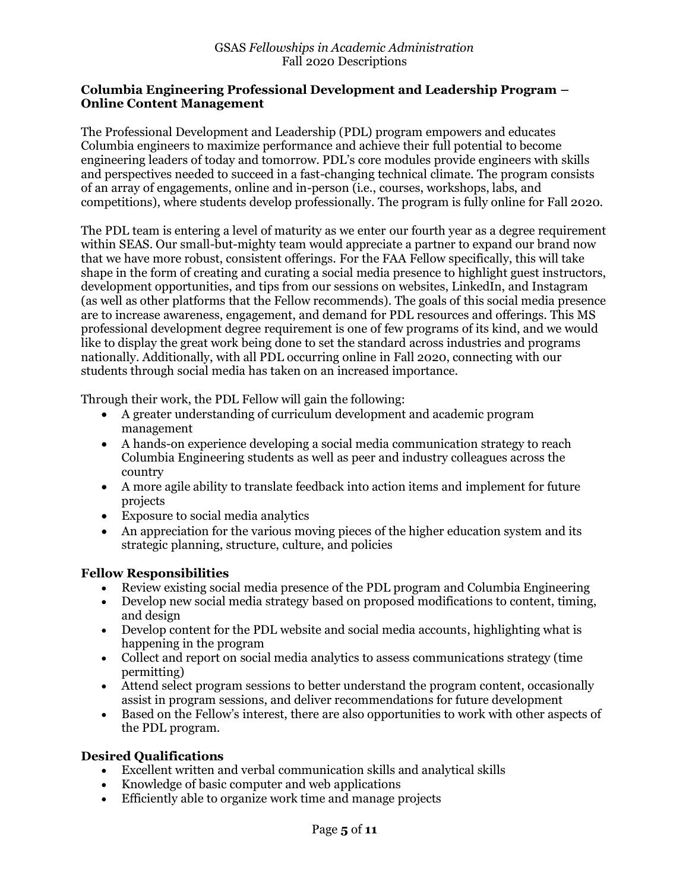**Columbia Engineering Professional Development and Leadership Program – Online Content Management**

The Professional Development and Leadership (PDL) program empowers and educates Columbia engineers to maximize performance and achieve their full potential to become engineering leaders of today and tomorrow. PDL's core modules provide engineers with skills and perspectives needed to succeed in a fast-changing technical climate. The program consists of an array of engagements, online and in-person (i.e., courses, workshops, labs, and competitions), where students develop professionally. The program is fully online for Fall 2020.

The PDL team is entering a level of maturity as we enter our fourth year as a degree requirement within SEAS. Our small-but-mighty team would appreciate a partner to expand our brand now that we have more robust, consistent offerings. For the FAA Fellow specifically, this will take shape in the form of creating and curating a social media presence to highlight guest instructors, development opportunities, and tips from our sessions on websites, LinkedIn, and Instagram (as well as other platforms that the Fellow recommends). The goals of this social media presence are to increase awareness, engagement, and demand for PDL resources and offerings. This MS professional development degree requirement is one of few programs of its kind, and we would like to display the great work being done to set the standard across industries and programs nationally. Additionally, with all PDL occurring online in Fall 2020, connecting with our students through social media has taken on an increased importance.

Through their work, the PDL Fellow will gain the following:

- A greater understanding of curriculum development and academic program management
- A hands-on experience developing a social media communication strategy to reach Columbia Engineering students as well as peer and industry colleagues across the country
- A more agile ability to translate feedback into action items and implement for future projects
- Exposure to social media analytics
- An appreciation for the various moving pieces of the higher education system and its strategic planning, structure, culture, and policies

### Fellow Responsibilities

- Review existing social media presence of the PDL program and Columbia Engineering
- Develop new social media strategy based on proposed modifications to content, timing, and design
- Develop content for the PDL website and social media accounts, highlighting what is happening in the program
- Collect and report on social media analytics to assess communications strategy (time permitting)
- Attend select program sessions to better understand the program content, occasionally assist in program sessions, and deliver recommendations for future development
- Based on the Fellow's interest, there are also opportunities to work with other aspects of the PDL program.

### Desired Qualifications

- Excellent written and verbal communication skills and analytical skills
- Knowledge of basic computer and web applications
- Efficiently able to organize work time and manage projects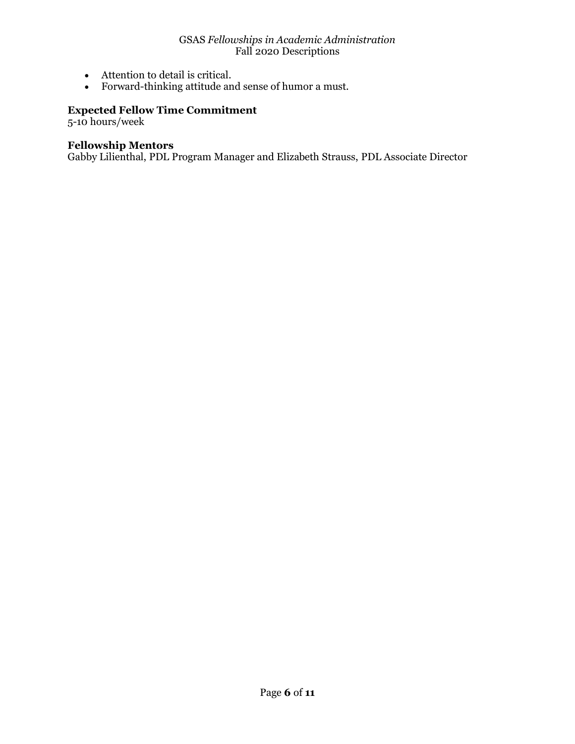- Attention to detail is critical.
- Forward-thinking attitude and sense of humor a must.

### Expected Fellow Time Commitment

5-10 hours/week

### Fellowship Mentors

Gabby Lilienthal, PDL Program Manager and Elizabeth Strauss, PDL Associate Director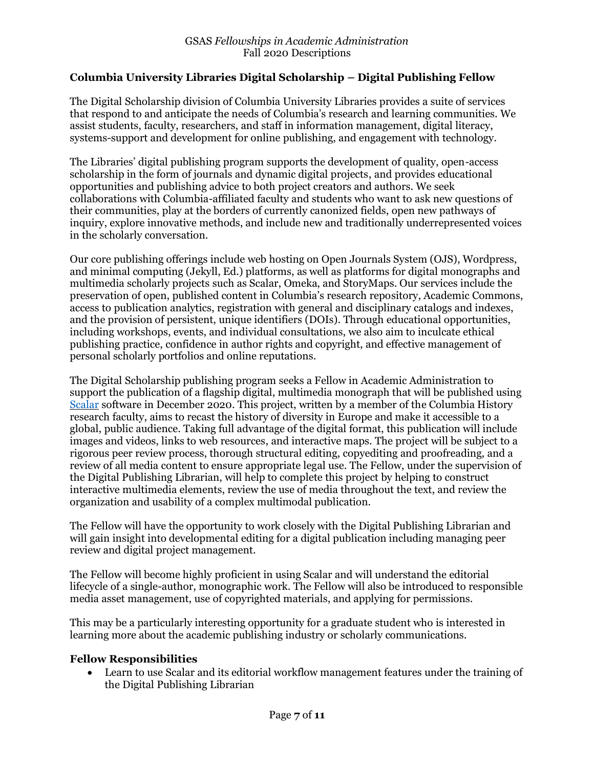## Columbia University Libraries Digital Scholarship – Digital Publishing Fellow

The Digital Scholarship division of Columbia University Libraries provides a suite of services that respond to and anticipate the needs of Columbia's research and learning communities. We assist students, faculty, researchers, and staff in information management, digital literacy, systems-support and development for online publishing, and engagement with technology.

The Libraries' digital publishing program supports the development of quality, open-access scholarship in the form of journals and dynamic digital projects, and provides educational opportunities and publishing advice to both project creators and authors. We seek collaborations with Columbia-affiliated faculty and students who want to ask new questions of their communities, play at the borders of currently canonized fields, open new pathways of inquiry, explore innovative methods, and include new and traditionally underrepresented voices in the scholarly conversation.

Our core publishing offerings include web hosting on Open Journals System (OJS), Wordpress, and minimal computing (Jekyll, Ed.) platforms, as well as platforms for digital monographs and multimedia scholarly projects such as Scalar, Omeka, and StoryMaps. Our services include the preservation of open, published content in Columbia's research repository, Academic Commons, access to publication analytics, registration with general and disciplinary catalogs and indexes, and the provision of persistent, unique identifiers (DOIs). Through educational opportunities, including workshops, events, and individual consultations, we also aim to inculcate ethical publishing practice, confidence in author rights and copyright, and effective management of personal scholarly portfolios and online reputations.

The Digital Scholarship publishing program seeks a Fellow in Academic Administration to support the publication of a flagship digital, multimedia monograph that will be published using Scalar software in December 2020. This project, written by a member of the Columbia History research faculty, aims to recast the history of diversity in Europe and make it accessible to a global, public audience. Taking full advantage of the digital format, this publication will include images and videos, links to web resources, and interactive maps. The project will be subject to a rigorous peer review process, thorough structural editing, copyediting and proofreading, and a review of all media content to ensure appropriate legal use. The Fellow, under the supervision of the Digital Publishing Librarian, will help to complete this project by helping to construct interactive multimedia elements, review the use of media throughout the text, and review the organization and usability of a complex multimodal publication.

The Fellow will have the opportunity to work closely with the Digital Publishing Librarian and will gain insight into developmental editing for a digital publication including managing peer review and digital project management.

The Fellow will become highly proficient in using Scalar and will understand the editorial lifecycle of a single-author, monographic work. The Fellow will also be introduced to responsible media asset management, use of copyrighted materials, and applying for permissions.

This may be a particularly interesting opportunity for a graduate student who is interested in learning more about the academic publishing industry or scholarly communications.

### Fellow Responsibilities

- Learn to use Scalar and its editorial workflow management features under the training of the Digital Publishing Librarian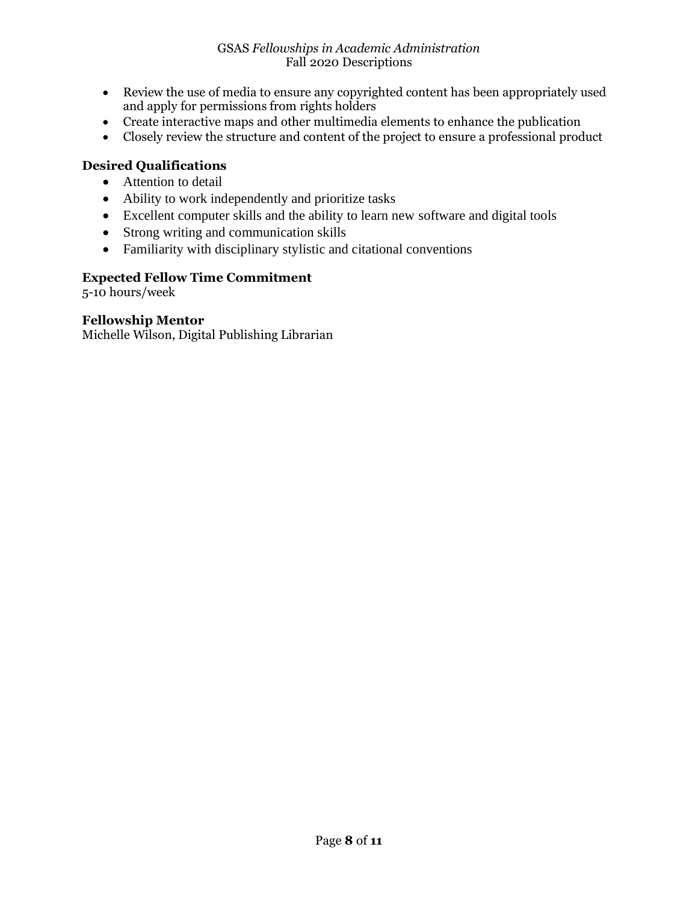- Review the use of media to ensure any copyrighted content has been appropriately used and apply for permissions from rights holders
- Create interactive maps and other multimedia elements to enhance the publication
- Closely review the structure and content of the project to ensure a professional product

### Desired Qualifications

- Attention to detail
- Ability to work independently and prioritize tasks
- Excellent computer skills and the ability to learn new software and digital tools
- Strong writing and communication skills
- Familiarity with disciplinary stylistic and citational conventions

### Expected Fellow Time Commitment

5-10 hours/week

### Fellowship Mentor

Michelle Wilson, Digital Publishing Librarian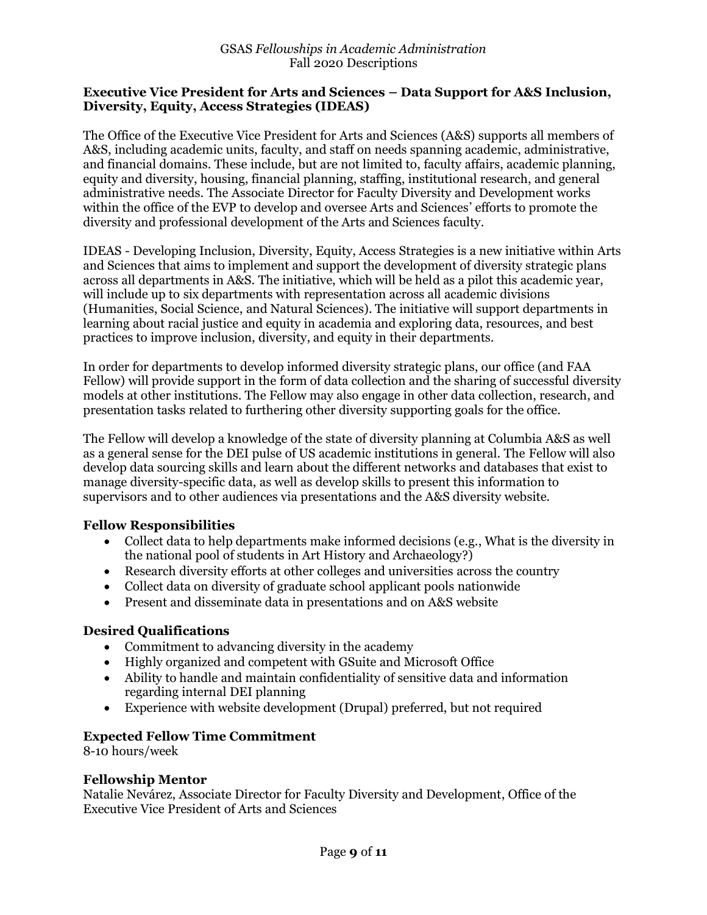**Executive Vice President for Arts and Sciences – Data Support for A&S Inclusion, Diversity, Equity, Access Strategies (IDEAS)**

The Office of the Executive Vice President for Arts and Sciences (A&S) supports all members of A&S, including academic units, faculty, and staff on needs spanning academic, administrative, and financial domains. These include, but are not limited to, faculty affairs, academic planning, equity and diversity, housing, financial planning, staffing, institutional research, and general administrative needs. The Associate Director for Faculty Diversity and Development works within the office of the EVP to develop and oversee Arts and Sciences' efforts to promote the diversity and professional development of the Arts and Sciences faculty.

IDEAS - Developing Inclusion, Diversity, Equity, Access Strategies is a new initiative within Arts and Sciences that aims to implement and support the development of diversity strategic plans across all departments in A&S. The initiative, which will be held as a pilot this academic year, will include up to six departments with representation across all academic divisions (Humanities, Social Science, and Natural Sciences). The initiative will support departments in learning about racial justice and equity in academia and exploring data, resources, and best practices to improve inclusion, diversity, and equity in their departments.

In order for departments to develop informed diversity strategic plans, our office (and FAA Fellow) will provide support in the form of data collection and the sharing of successful diversity models at other institutions. The Fellow may also engage in other data collection, research, and presentation tasks related to furthering other diversity supporting goals for the office.

The Fellow will develop a knowledge of the state of diversity planning at Columbia A&S as well as a general sense for the DEI pulse of US academic institutions in general. The Fellow will also develop data sourcing skills and learn about the different networks and databases that exist to manage diversity-specific data, as well as develop skills to present this information to supervisors and to other audiences via presentations and the A&S diversity website.

### Fellow Responsibilities

- Collect data to help departments make informed decisions (e.g., What is the diversity in the national pool of students in Art History and Archaeology?)
- Research diversity efforts at other colleges and universities across the country
- Collect data on diversity of graduate school applicant pools nationwide
- Present and disseminate data in presentations and on A&S website

### Desired Qualifications

- Commitment to advancing diversity in the academy
- Highly organized and competent with GSuite and Microsoft Office
- Ability to handle and maintain confidentiality of sensitive data and information regarding internal DEI planning
- Experience with website development (Drupal) preferred, but not required

### Expected Fellow Time Commitment

8-10 hours/week

### Fellowship Mentor

Natalie Nevárez, Associate Director for Faculty Diversity and Development, Office of the Executive Vice President of Arts and Sciences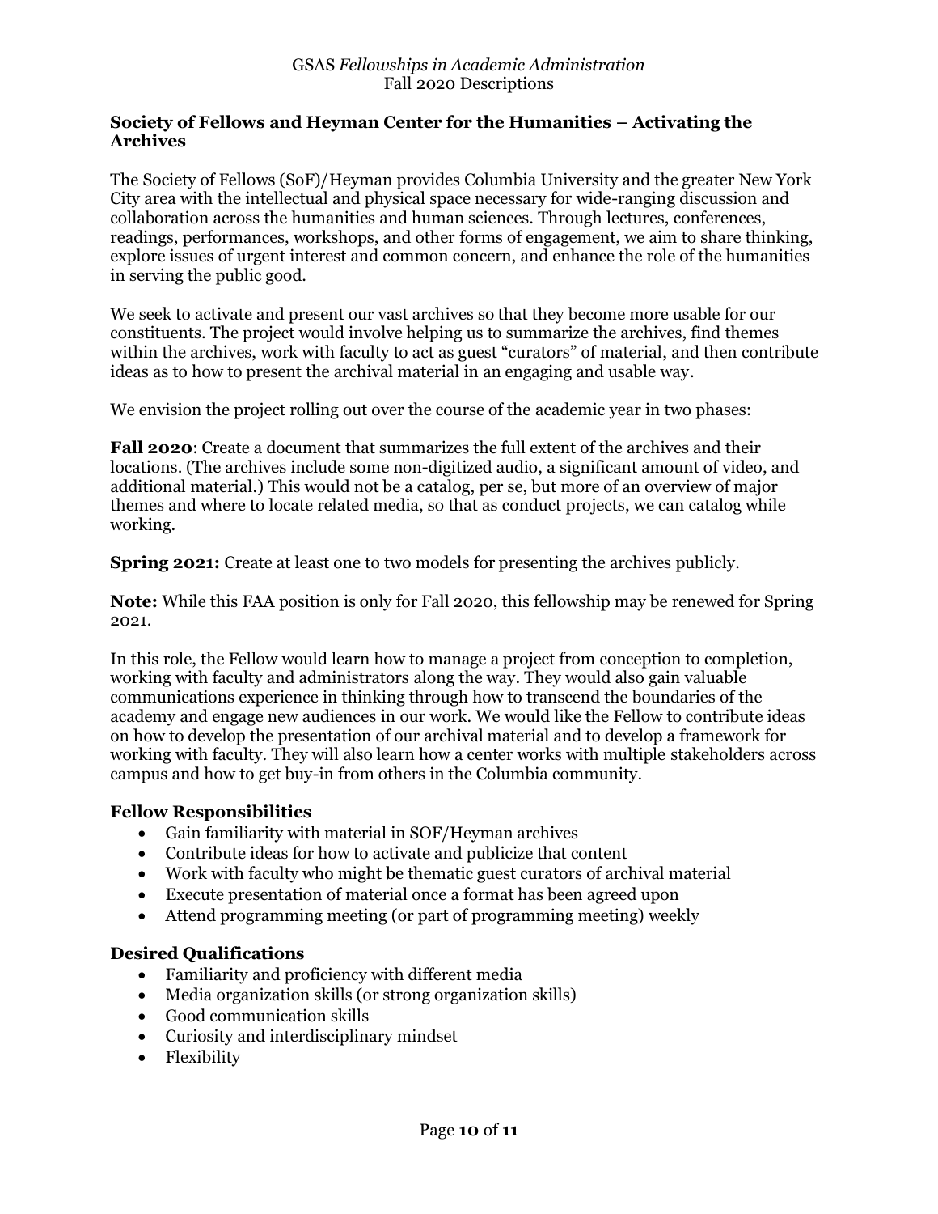**Society of Fellows and Heyman Center for the Humanities – Activating the Archives**

The Society of Fellows (SoF)/Heyman provides Columbia University and the greater New York City area with the intellectual and physical space necessary for wide-ranging discussion and collaboration across the humanities and human sciences. Through lectures, conferences, readings, performances, workshops, and other forms of engagement, we aim to share thinking, explore issues of urgent interest and common concern, and enhance the role of the humanities in serving the public good.

We seek to activate and present our vast archives so that they become more usable for our constituents. The project would involve helping us to summarize the archives, find themes within the archives, work with faculty to act as guest "curators" of material, and then contribute ideas as to how to present the archival material in an engaging and usable way.

We envision the project rolling out over the course of the academic year in two phases:

**Fall 2020**: Create a document that summarizes the full extent of the archives and their locations. (The archives include some non-digitized audio, a significant amount of video, and additional material.) This would not be a catalog, per se, but more of an overview of major themes and where to locate related media, so that as conduct projects, we can catalog while working.

**Spring 2021:** Create at least one to two models for presenting the archives publicly.

**Note:** While this FAA position is only for Fall 2020, this fellowship may be renewed for Spring 2021.

In this role, the Fellow would learn how to manage a project from conception to completion, working with faculty and administrators along the way. They would also gain valuable communications experience in thinking through how to transcend the boundaries of the academy and engage new audiences in our work. We would like the Fellow to contribute ideas on how to develop the presentation of our archival material and to develop a framework for working with faculty. They will also learn how a center works with multiple stakeholders across campus and how to get buy-in from others in the Columbia community.

**Fellow Responsibilities**

- Gain familiarity with material in SOF/Heyman archives
- Contribute ideas for how to activate and publicize that content
- Work with faculty who might be thematic guest curators of archival material
- Execute presentation of material once a format has been agreed upon
- Attend programming meeting (or part of programming meeting) weekly

**Desired Qualifications**

- Familiarity and proficiency with different media
- Media organization skills (or strong organization skills)
- Good communication skills
- Curiosity and interdisciplinary mindset
- Flexibility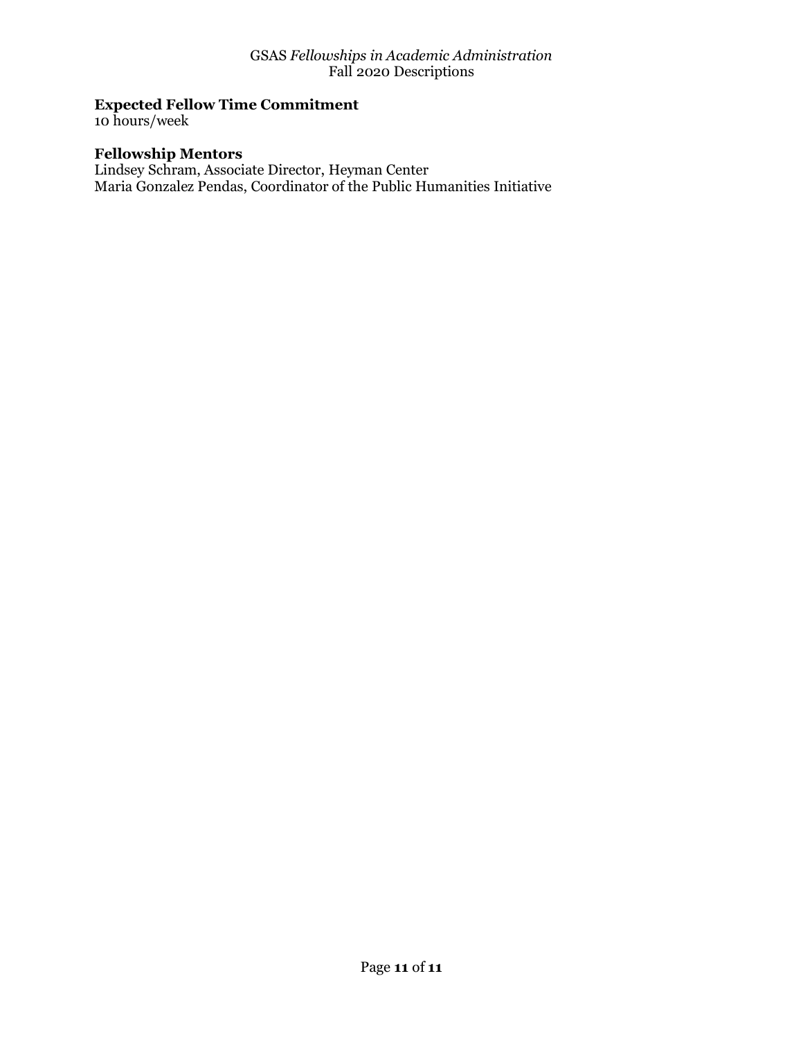**Expected Fellow Time Commitment**
10 hours/week

**Fellowship Mentors**
Lindsey Schram, Associate Director, Heyman Center
Maria Gonzalez Pendas, Coordinator of the Public Humanities Initiative